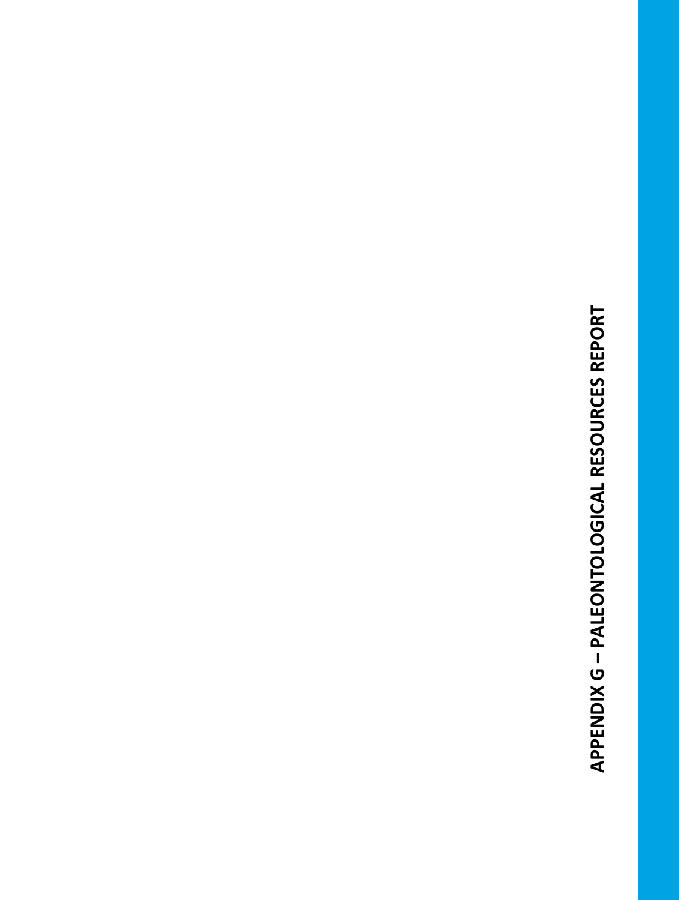# APPENDIX G – PALEONTOLOGICAL RESOURCES REPORT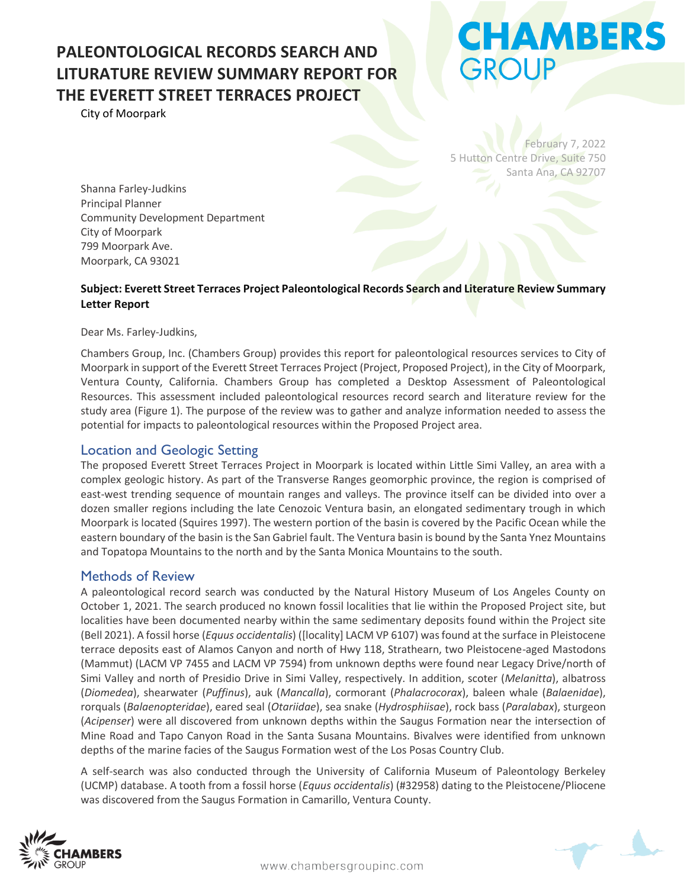# PALEONTOLOGICAL RECORDS SEARCH AND LITURATURE REVIEW SUMMARY REPORT FOR THE EVERETT STREET TERRACES PROJECT

City of Moorpark

February 7, 2022
5 Hutton Centre Drive, Suite 750
Santa Ana, CA 92707

Shanna Farley-Judkins
Principal Planner
Community Development Department
City of Moorpark
799 Moorpark Ave.
Moorpark, CA 93021

**Subject: Everett Street Terraces Project Paleontological Records Search and Literature Review Summary Letter Report**

Dear Ms. Farley-Judkins,

Chambers Group, Inc. (Chambers Group) provides this report for paleontological resources services to City of Moorpark in support of the Everett Street Terraces Project (Project, Proposed Project), in the City of Moorpark, Ventura County, California. Chambers Group has completed a Desktop Assessment of Paleontological Resources. This assessment included paleontological resources record search and literature review for the study area (Figure 1). The purpose of the review was to gather and analyze information needed to assess the potential for impacts to paleontological resources within the Proposed Project area.

## Location and Geologic Setting

The proposed Everett Street Terraces Project in Moorpark is located within Little Simi Valley, an area with a complex geologic history. As part of the Transverse Ranges geomorphic province, the region is comprised of east-west trending sequence of mountain ranges and valleys. The province itself can be divided into over a dozen smaller regions including the late Cenozoic Ventura basin, an elongated sedimentary trough in which Moorpark is located (Squires 1997). The western portion of the basin is covered by the Pacific Ocean while the eastern boundary of the basin is the San Gabriel fault. The Ventura basin is bound by the Santa Ynez Mountains and Topatopa Mountains to the north and by the Santa Monica Mountains to the south.

## Methods of Review

A paleontological record search was conducted by the Natural History Museum of Los Angeles County on October 1, 2021. The search produced no known fossil localities that lie within the Proposed Project site, but localities have been documented nearby within the same sedimentary deposits found within the Project site (Bell 2021). A fossil horse (*Equus occidentalis*) ([locality] LACM VP 6107) was found at the surface in Pleistocene terrace deposits east of Alamos Canyon and north of Hwy 118, Strathearn, two Pleistocene-aged Mastodons (Mammut) (LACM VP 7455 and LACM VP 7594) from unknown depths were found near Legacy Drive/north of Simi Valley and north of Presidio Drive in Simi Valley, respectively. In addition, scoter (*Melanitta*), albatross (*Diomedea*), shearwater (*Puffinus*), auk (*Mancalla*), cormorant (*Phalacrocorax*), baleen whale (*Balaenidae*), rorquals (*Balaenopteridae*), eared seal (*Otariidae*), sea snake (*Hydrosphiisae*), rock bass (*Paralabax*), sturgeon (*Acipenser*) were all discovered from unknown depths within the Saugus Formation near the intersection of Mine Road and Tapo Canyon Road in the Santa Susana Mountains. Bivalves were identified from unknown depths of the marine facies of the Saugus Formation west of the Los Posas Country Club.

A self-search was also conducted through the University of California Museum of Paleontology Berkeley (UCMP) database. A tooth from a fossil horse (*Equus occidentalis*) (#32958) dating to the Pleistocene/Pliocene was discovered from the Saugus Formation in Camarillo, Ventura County.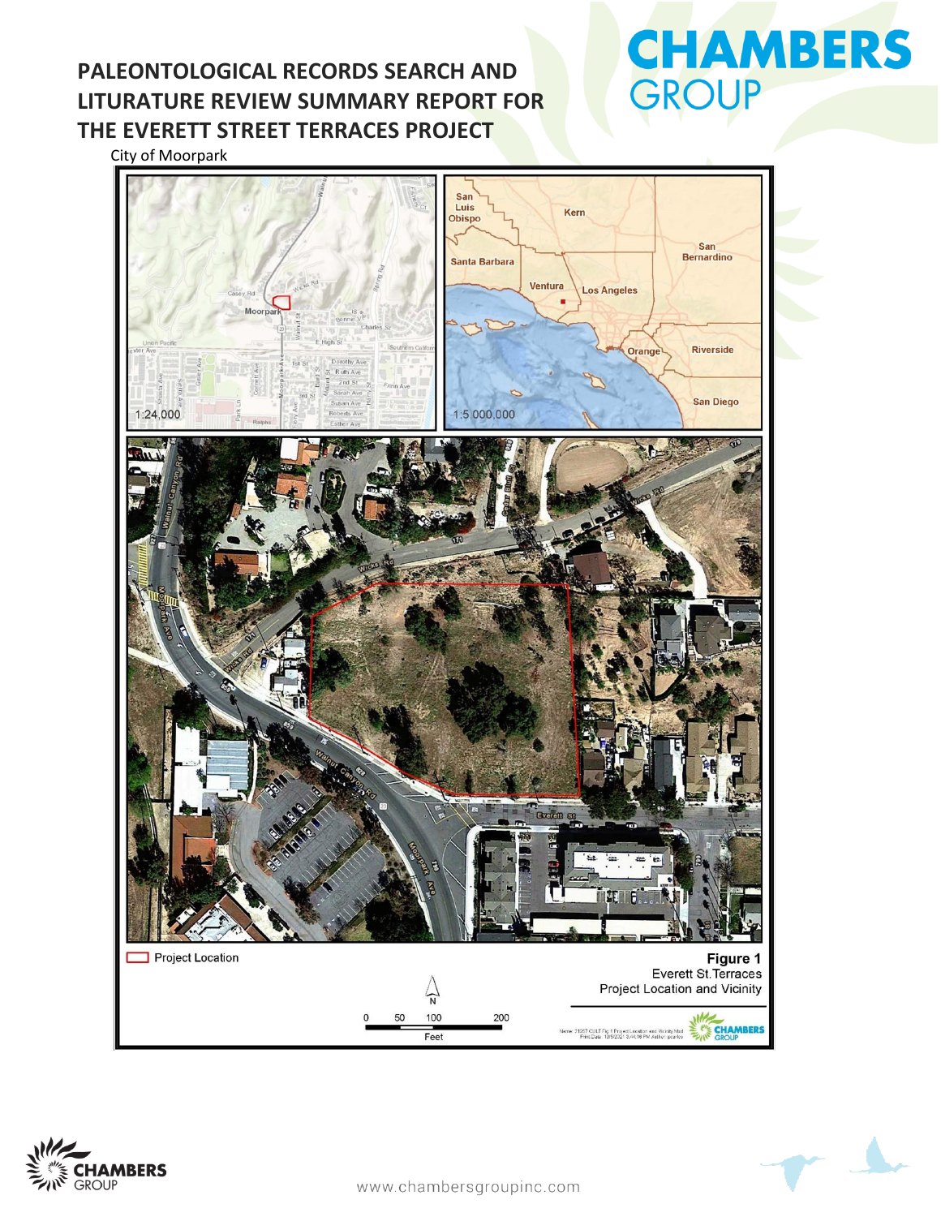# PALEONTOLOGICAL RECORDS SEARCH AND LITURATURE REVIEW SUMMARY REPORT FOR THE EVERETT STREET TERRACES PROJECT

City of Moorpark

Figure 1
Everett St. Terraces
Project Location and Vicinity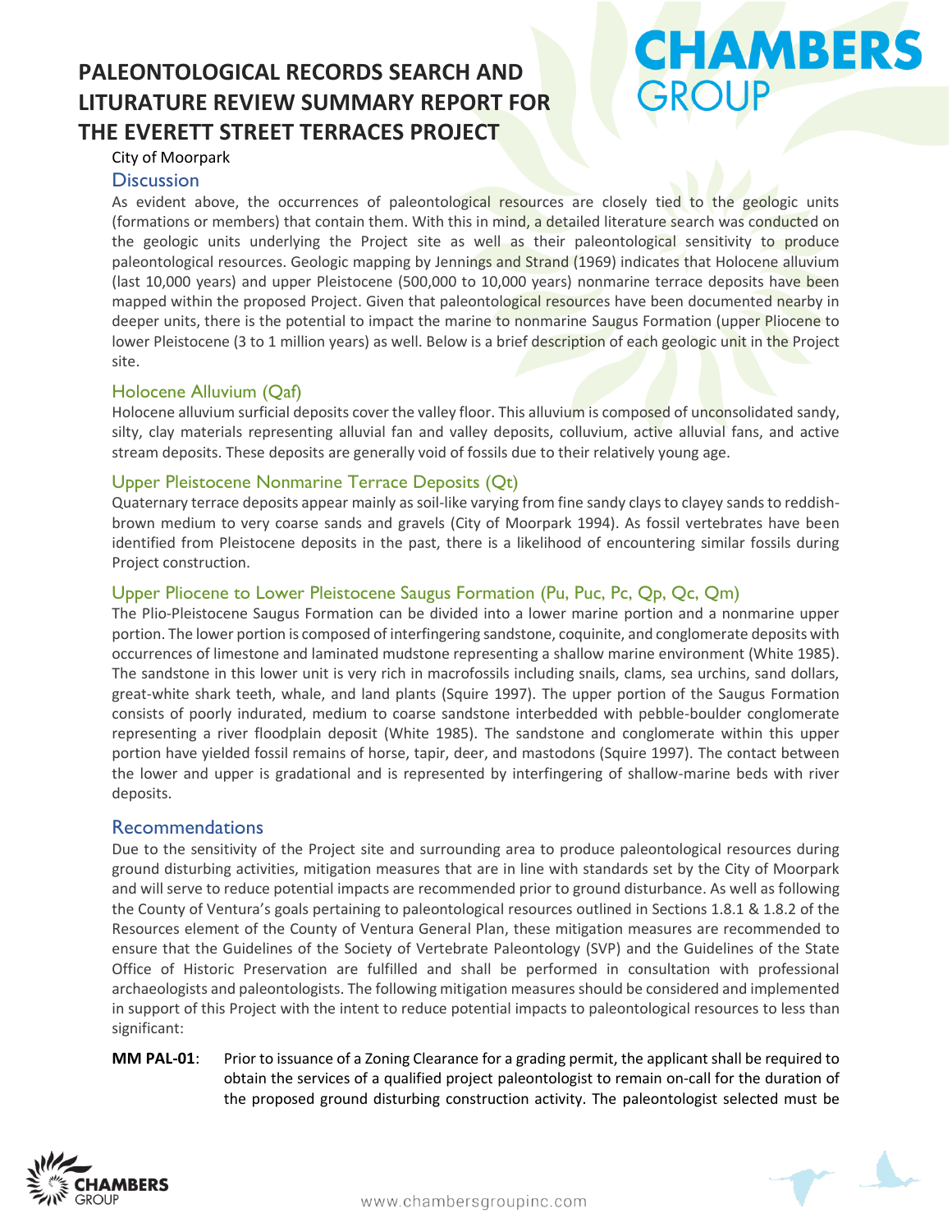## Discussion

As evident above, the occurrences of paleontological resources are closely tied to the geologic units (formations or members) that contain them. With this in mind, a detailed literature search was conducted on the geologic units underlying the Project site as well as their paleontological sensitivity to produce paleontological resources. Geologic mapping by Jennings and Strand (1969) indicates that Holocene alluvium (last 10,000 years) and upper Pleistocene (500,000 to 10,000 years) nonmarine terrace deposits have been mapped within the proposed Project. Given that paleontological resources have been documented nearby in deeper units, there is the potential to impact the marine to nonmarine Saugus Formation (upper Pliocene to lower Pleistocene (3 to 1 million years) as well. Below is a brief description of each geologic unit in the Project site.

### Holocene Alluvium (Qaf)

Holocene alluvium surficial deposits cover the valley floor. This alluvium is composed of unconsolidated sandy, silty, clay materials representing alluvial fan and valley deposits, colluvium, active alluvial fans, and active stream deposits. These deposits are generally void of fossils due to their relatively young age.

### Upper Pleistocene Nonmarine Terrace Deposits (Qt)

Quaternary terrace deposits appear mainly as soil-like varying from fine sandy clays to clayey sands to reddish-brown medium to very coarse sands and gravels (City of Moorpark 1994). As fossil vertebrates have been identified from Pleistocene deposits in the past, there is a likelihood of encountering similar fossils during Project construction.

### Upper Pliocene to Lower Pleistocene Saugus Formation (Pu, Puc, Pc, Qp, Qc, Qm)

The Plio-Pleistocene Saugus Formation can be divided into a lower marine portion and a nonmarine upper portion. The lower portion is composed of interfingering sandstone, coquinite, and conglomerate deposits with occurrences of limestone and laminated mudstone representing a shallow marine environment (White 1985). The sandstone in this lower unit is very rich in macrofossils including snails, clams, sea urchins, sand dollars, great-white shark teeth, whale, and land plants (Squire 1997). The upper portion of the Saugus Formation consists of poorly indurated, medium to coarse sandstone interbedded with pebble-boulder conglomerate representing a river floodplain deposit (White 1985). The sandstone and conglomerate within this upper portion have yielded fossil remains of horse, tapir, deer, and mastodons (Squire 1997). The contact between the lower and upper is gradational and is represented by interfingering of shallow-marine beds with river deposits.

## Recommendations

Due to the sensitivity of the Project site and surrounding area to produce paleontological resources during ground disturbing activities, mitigation measures that are in line with standards set by the City of Moorpark and will serve to reduce potential impacts are recommended prior to ground disturbance. As well as following the County of Ventura's goals pertaining to paleontological resources outlined in Sections 1.8.1 & 1.8.2 of the Resources element of the County of Ventura General Plan, these mitigation measures are recommended to ensure that the Guidelines of the Society of Vertebrate Paleontology (SVP) and the Guidelines of the State Office of Historic Preservation are fulfilled and shall be performed in consultation with professional archaeologists and paleontologists. The following mitigation measures should be considered and implemented in support of this Project with the intent to reduce potential impacts to paleontological resources to less than significant:

**MM PAL-01**: Prior to issuance of a Zoning Clearance for a grading permit, the applicant shall be required to obtain the services of a qualified project paleontologist to remain on-call for the duration of the proposed ground disturbing construction activity. The paleontologist selected must be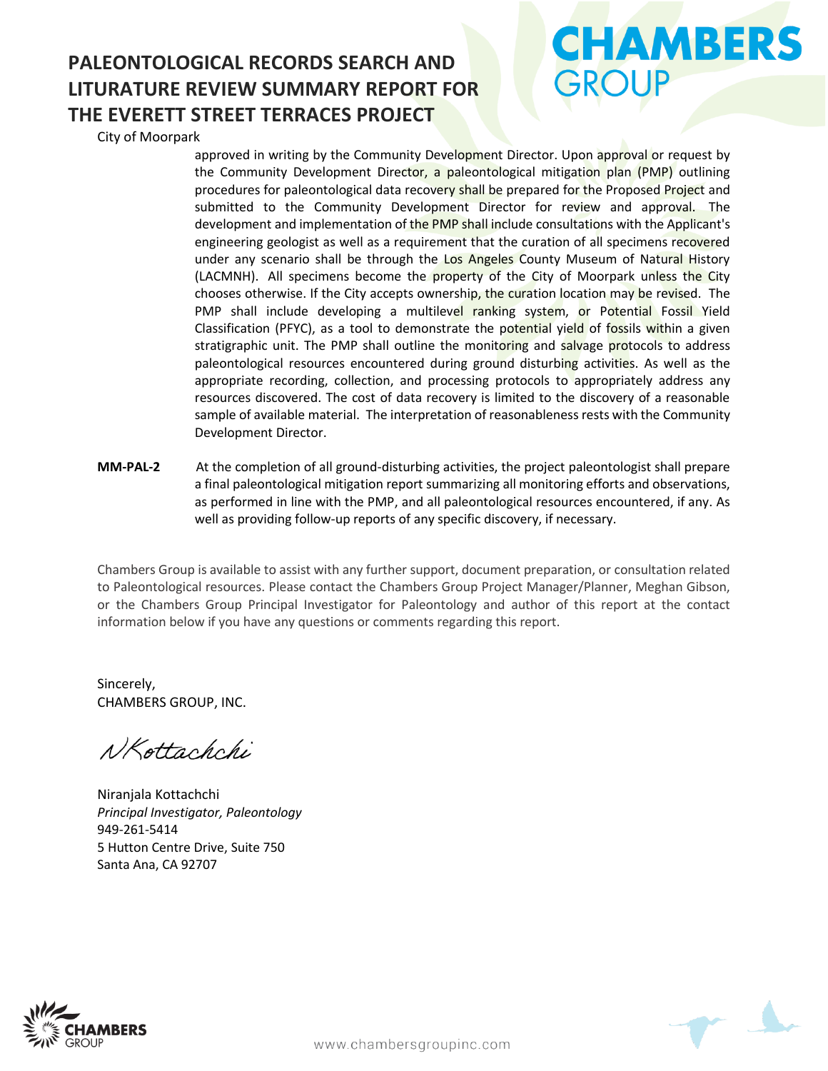approved in writing by the Community Development Director. Upon approval or request by the Community Development Director, a paleontological mitigation plan (PMP) outlining procedures for paleontological data recovery shall be prepared for the Proposed Project and submitted to the Community Development Director for review and approval. The development and implementation of the PMP shall include consultations with the Applicant's engineering geologist as well as a requirement that the curation of all specimens recovered under any scenario shall be through the Los Angeles County Museum of Natural History (LACMNH). All specimens become the property of the City of Moorpark unless the City chooses otherwise. If the City accepts ownership, the curation location may be revised. The PMP shall include developing a multilevel ranking system, or Potential Fossil Yield Classification (PFYC), as a tool to demonstrate the potential yield of fossils within a given stratigraphic unit. The PMP shall outline the monitoring and salvage protocols to address paleontological resources encountered during ground disturbing activities. As well as the appropriate recording, collection, and processing protocols to appropriately address any resources discovered. The cost of data recovery is limited to the discovery of a reasonable sample of available material. The interpretation of reasonableness rests with the Community Development Director.

**MM-PAL-2** At the completion of all ground-disturbing activities, the project paleontologist shall prepare a final paleontological mitigation report summarizing all monitoring efforts and observations, as performed in line with the PMP, and all paleontological resources encountered, if any. As well as providing follow-up reports of any specific discovery, if necessary.

Chambers Group is available to assist with any further support, document preparation, or consultation related to Paleontological resources. Please contact the Chambers Group Project Manager/Planner, Meghan Gibson, or the Chambers Group Principal Investigator for Paleontology and author of this report at the contact information below if you have any questions or comments regarding this report.

Sincerely,
CHAMBERS GROUP, INC.

N Kottachchi

Niranjala Kottachchi
*Principal Investigator, Paleontology*
949-261-5414
5 Hutton Centre Drive, Suite 750
Santa Ana, CA 92707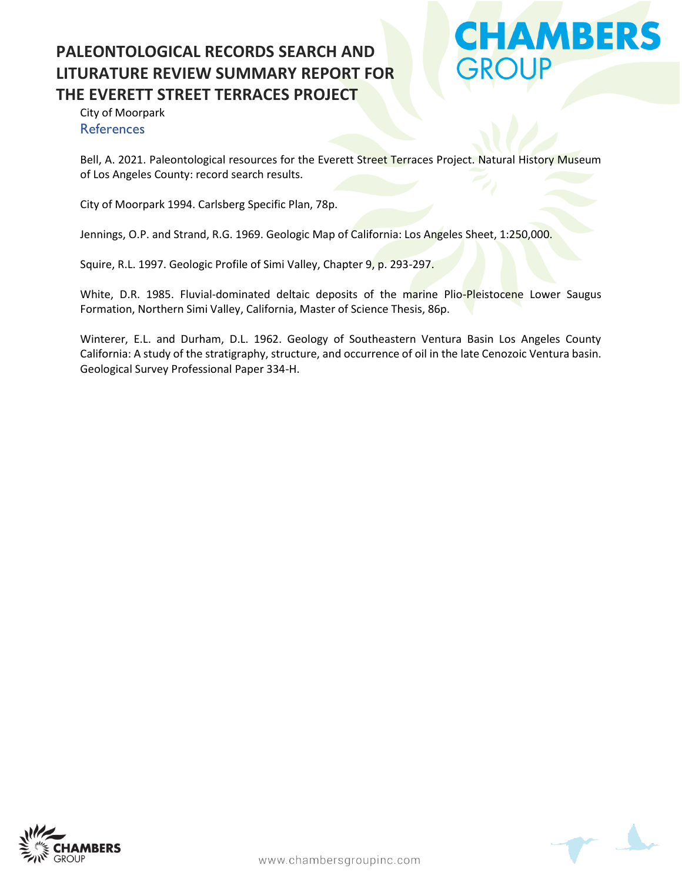## References

Bell, A. 2021. Paleontological resources for the Everett Street Terraces Project. Natural History Museum of Los Angeles County: record search results.

City of Moorpark 1994. Carlsberg Specific Plan, 78p.

Jennings, O.P. and Strand, R.G. 1969. Geologic Map of California: Los Angeles Sheet, 1:250,000.

Squire, R.L. 1997. Geologic Profile of Simi Valley, Chapter 9, p. 293-297.

White, D.R. 1985. Fluvial-dominated deltaic deposits of the marine Plio-Pleistocene Lower Saugus Formation, Northern Simi Valley, California, Master of Science Thesis, 86p.

Winterer, E.L. and Durham, D.L. 1962. Geology of Southeastern Ventura Basin Los Angeles County California: A study of the stratigraphy, structure, and occurrence of oil in the late Cenozoic Ventura basin. Geological Survey Professional Paper 334-H.